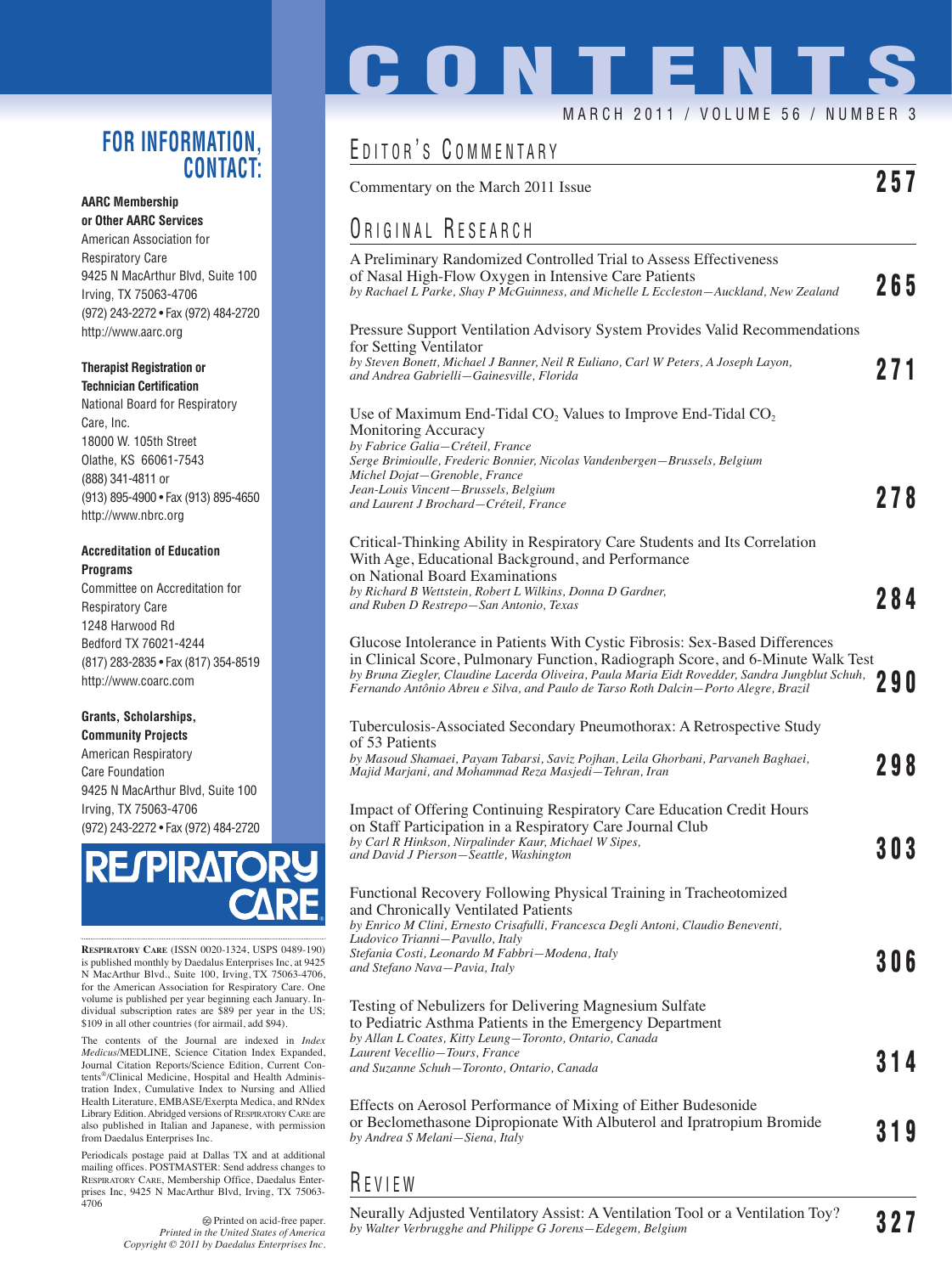# CONTENTS

MARCH 2011 / VOLUME 56 / NUMBER 3

## EDITOR'S COMMENTARY

Commentary on the March 2011 Issue **257**

## ORIGINAL RESEARCH

A Preliminary Randomized Controlled Trial to Assess Effectiveness of Nasal High-Flow Oxygen in Intensive Care Patients
*by Rachael L Parke, Shay P McGuinness, and Michelle L Eccleston—Auckland, New Zealand* **265**

Pressure Support Ventilation Advisory System Provides Valid Recommendations for Setting Ventilator
*by Steven Bonett, Michael J Banner, Neil R Euliano, Carl W Peters, A Joseph Layon, and Andrea Gabrielli—Gainesville, Florida* **271**

Use of Maximum End-Tidal $CO_2$ Values to Improve End-Tidal $CO_2$ Monitoring Accuracy
*by Fabrice Galia—Créteil, France*
*Serge Brimioulle, Frederic Bonnier, Nicolas Vandenbergen—Brussels, Belgium*
*Michel Dojat—Grenoble, France*
*Jean-Louis Vincent—Brussels, Belgium*
*and Laurent J Brochard—Créteil, France* **278**

Critical-Thinking Ability in Respiratory Care Students and Its Correlation With Age, Educational Background, and Performance on National Board Examinations
*by Richard B Wettstein, Robert L Wilkins, Donna D Gardner, and Ruben D Restrepo—San Antonio, Texas* **284**

Glucose Intolerance in Patients With Cystic Fibrosis: Sex-Based Differences in Clinical Score, Pulmonary Function, Radiograph Score, and 6-Minute Walk Test
*by Bruna Ziegler, Claudine Lacerda Oliveira, Paula Maria Eidt Rovedder, Sandra Jungblut Schuh, Fernando Antônio Abreu e Silva, and Paulo de Tarso Roth Dalcin—Porto Alegre, Brazil* **290**

Tuberculosis-Associated Secondary Pneumothorax: A Retrospective Study of 53 Patients
*by Masoud Shamaei, Payam Tabarsi, Saviz Pojhan, Leila Ghorbani, Parvaneh Baghaei, Majid Marjani, and Mohammad Reza Masjedi—Tehran, Iran* **298**

Impact of Offering Continuing Respiratory Care Education Credit Hours on Staff Participation in a Respiratory Care Journal Club
*by Carl R Hinkson, Nirpalinder Kaur, Michael W Sipes, and David J Pierson—Seattle, Washington* **303**

Functional Recovery Following Physical Training in Tracheotomized and Chronically Ventilated Patients
*by Enrico M Clini, Ernesto Crisafulli, Francesca Degli Antoni, Claudio Beneventi, Ludovico Trianni—Pavullo, Italy*
*Stefania Costi, Leonardo M Fabbri—Modena, Italy*
*and Stefano Nava—Pavia, Italy* **306**

Testing of Nebulizers for Delivering Magnesium Sulfate to Pediatric Asthma Patients in the Emergency Department
*by Allan L Coates, Kitty Leung—Toronto, Ontario, Canada*
*Laurent Vecellio—Tours, France*
*and Suzanne Schuh—Toronto, Ontario, Canada* **314**

Effects on Aerosol Performance of Mixing of Either Budesonide or Beclomethasone Dipropionate With Albuterol and Ipratropium Bromide
*by Andrea S Melani—Siena, Italy* **319**

## REVIEW

Neurally Adjusted Ventilatory Assist: A Ventilation Tool or a Ventilation Toy?
*by Walter Verbrugghe and Philippe G Jorens—Edegem, Belgium* **327**

## FOR INFORMATION, CONTACT:

**AARC Membership or Other AARC Services**
American Association for Respiratory Care
9425 N MacArthur Blvd, Suite 100
Irving, TX 75063-4706
(972) 243-2272 • Fax (972) 484-2720
http://www.aarc.org

**Therapist Registration or Technician Certification**
National Board for Respiratory Care, Inc.
18000 W. 105th Street
Olathe, KS 66061-7543
(888) 341-4811 or
(913) 895-4900 • Fax (913) 895-4650
http://www.nbrc.org

**Accreditation of Education Programs**
Committee on Accreditation for Respiratory Care
1248 Harwood Rd
Bedford TX 76021-4244
(817) 283-2835 • Fax (817) 354-8519
http://www.coarc.com

**Grants, Scholarships, Community Projects**
American Respiratory Care Foundation
9425 N MacArthur Blvd, Suite 100
Irving, TX 75063-4706
(972) 243-2272 • Fax (972) 484-2720

RESPIRATORY CARE

RESPIRATORY CARE (ISSN 0020-1324, USPS 0489-190) is published monthly by Daedalus Enterprises Inc, at 9425 N MacArthur Blvd., Suite 100, Irving, TX 75063-4706, for the American Association for Respiratory Care. One volume is published per year beginning each January. Individual subscription rates are $89 per year in the US; $109 in all other countries (for airmail, add $94).

The contents of the Journal are indexed in *Index Medicus*/MEDLINE, Science Citation Index Expanded, Journal Citation Reports/Science Edition, Current Contents®/Clinical Medicine, Hospital and Health Administration Index, Cumulative Index to Nursing and Allied Health Literature, EMBASE/Exerpta Medica, and RNdex Library Edition. Abridged versions of RESPIRATORY CARE are also published in Italian and Japanese, with permission from Daedalus Enterprises Inc.

Periodicals postage paid at Dallas TX and at additional mailing offices. POSTMASTER: Send address changes to RESPIRATORY CARE, Membership Office, Daedalus Enterprises Inc, 9425 N MacArthur Blvd, Irving, TX 75063-4706

Printed on acid-free paper.
*Printed in the United States of America*
*Copyright © 2011 by Daedalus Enterprises Inc.*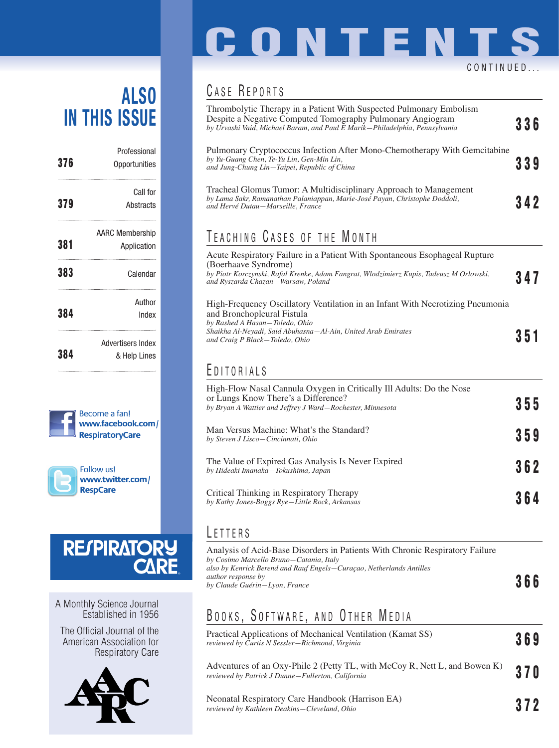# CONTENTS

CONTINUED...

## Case Reports

Thrombolytic Therapy in a Patient With Suspected Pulmonary Embolism Despite a Negative Computed Tomography Pulmonary Angiogram
*by Urvashi Vaid, Michael Baram, and Paul E Marik—Philadelphia, Pennsylvania* **336**

Pulmonary Cryptococcus Infection After Mono-Chemotherapy With Gemcitabine
*by Yu-Guang Chen, Te-Yu Lin, Gen-Min Lin, and Jung-Chung Lin—Taipei, Republic of China* **339**

Tracheal Glomus Tumor: A Multidisciplinary Approach to Management
*by Lama Sakr, Ramanathan Palaniappan, Marie-José Payan, Christophe Doddoli, and Hervé Dutau—Marseille, France* **342**

## Teaching Cases of the Month

Acute Respiratory Failure in a Patient With Spontaneous Esophageal Rupture (Boerhaave Syndrome)
*by Piotr Korczynski, Rafal Krenke, Adam Fangrat, Wlodzimierz Kupis, Tadeusz M Orlowski, and Ryszarda Chazan—Warsaw, Poland* **347**

High-Frequency Oscillatory Ventilation in an Infant With Necrotizing Pneumonia and Bronchopleural Fistula
*by Rashed A Hasan—Toledo, Ohio*
*Shaikha Al-Neyadi, Said Abuhasna—Al-Ain, United Arab Emirates*
*and Craig P Black—Toledo, Ohio* **351**

## Editorials

High-Flow Nasal Cannula Oxygen in Critically Ill Adults: Do the Nose or Lungs Know There's a Difference?
*by Bryan A Wattier and Jeffrey J Ward—Rochester, Minnesota* **355**

Man Versus Machine: What's the Standard?
*by Steven J Lisco—Cincinnati, Ohio* **359**

The Value of Expired Gas Analysis Is Never Expired
*by Hideaki Imanaka—Tokushima, Japan* **362**

Critical Thinking in Respiratory Therapy
*by Kathy Jones-Boggs Rye—Little Rock, Arkansas* **364**

## Letters

Analysis of Acid-Base Disorders in Patients With Chronic Respiratory Failure
*by Cosimo Marcello Bruno—Catania, Italy*
*also by Kenrick Berend and Rauf Engels—Curaçao, Netherlands Antilles*
*author response by*
*by Claude Guérin—Lyon, France* **366**

## Books, Software, and Other Media

Practical Applications of Mechanical Ventilation (Kamat SS)
*reviewed by Curtis N Sessler—Richmond, Virginia* **369**

Adventures of an Oxy-Phile 2 (Petty TL, with McCoy R, Nett L, and Bowen K)
*reviewed by Patrick J Dunne—Fullerton, California* **370**

Neonatal Respiratory Care Handbook (Harrison EA)
*reviewed by Kathleen Deakins—Cleveland, Ohio* **372**

## ALSO IN THIS ISSUE

| | |
|---|---|
| 376 | Professional Opportunities |
| 379 | Call for Abstracts |
| 381 | AARC Membership Application |
| 383 | Calendar |
| 384 | Author Index |
| 384 | Advertisers Index & Help Lines |

Become a fan! www.facebook.com/RespiratoryCare

Follow us! www.twitter.com/RespCare

RESPIRATORY CARE

A Monthly Science Journal
Established in 1956

The Official Journal of the American Association for Respiratory Care

AARC